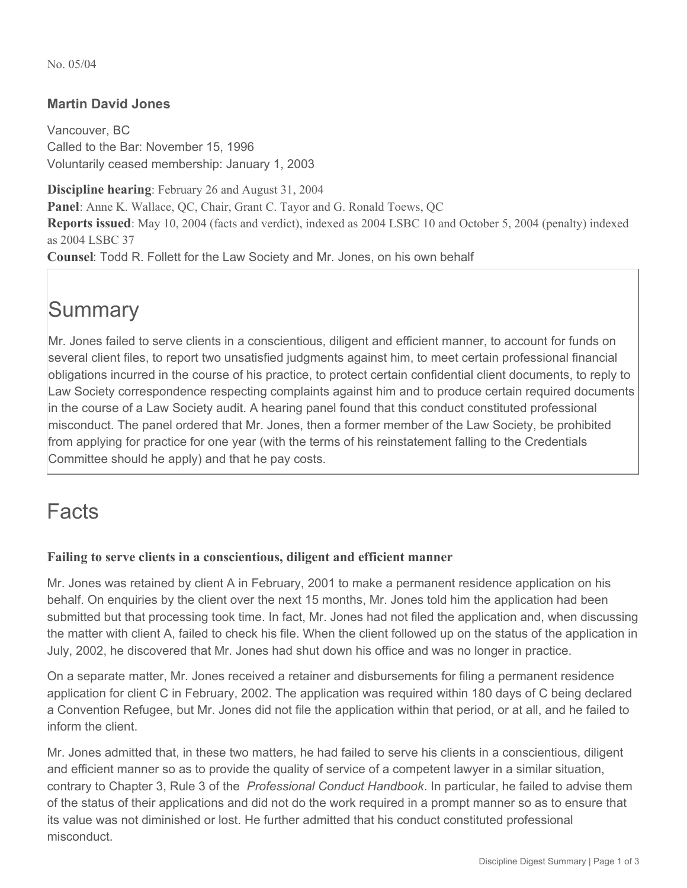No. 05/04

### Martin David Jones

Vancouver, BC
Called to the Bar: November 15, 1996
Voluntarily ceased membership: January 1, 2003

**Discipline hearing**: February 26 and August 31, 2004
**Panel**: Anne K. Wallace, QC, Chair, Grant C. Tayor and G. Ronald Toews, QC
**Reports issued**: May 10, 2004 (facts and verdict), indexed as 2004 LSBC 10 and October 5, 2004 (penalty) indexed as 2004 LSBC 37
**Counsel**: Todd R. Follett for the Law Society and Mr. Jones, on his own behalf

# Summary

Mr. Jones failed to serve clients in a conscientious, diligent and efficient manner, to account for funds on several client files, to report two unsatisfied judgments against him, to meet certain professional financial obligations incurred in the course of his practice, to protect certain confidential client documents, to reply to Law Society correspondence respecting complaints against him and to produce certain required documents in the course of a Law Society audit. A hearing panel found that this conduct constituted professional misconduct. The panel ordered that Mr. Jones, then a former member of the Law Society, be prohibited from applying for practice for one year (with the terms of his reinstatement falling to the Credentials Committee should he apply) and that he pay costs.

# Facts

### Failing to serve clients in a conscientious, diligent and efficient manner

Mr. Jones was retained by client A in February, 2001 to make a permanent residence application on his behalf. On enquiries by the client over the next 15 months, Mr. Jones told him the application had been submitted but that processing took time. In fact, Mr. Jones had not filed the application and, when discussing the matter with client A, failed to check his file. When the client followed up on the status of the application in July, 2002, he discovered that Mr. Jones had shut down his office and was no longer in practice.

On a separate matter, Mr. Jones received a retainer and disbursements for filing a permanent residence application for client C in February, 2002. The application was required within 180 days of C being declared a Convention Refugee, but Mr. Jones did not file the application within that period, or at all, and he failed to inform the client.

Mr. Jones admitted that, in these two matters, he had failed to serve his clients in a conscientious, diligent and efficient manner so as to provide the quality of service of a competent lawyer in a similar situation, contrary to Chapter 3, Rule 3 of the *Professional Conduct Handbook*. In particular, he failed to advise them of the status of their applications and did not do the work required in a prompt manner so as to ensure that its value was not diminished or lost. He further admitted that his conduct constituted professional misconduct.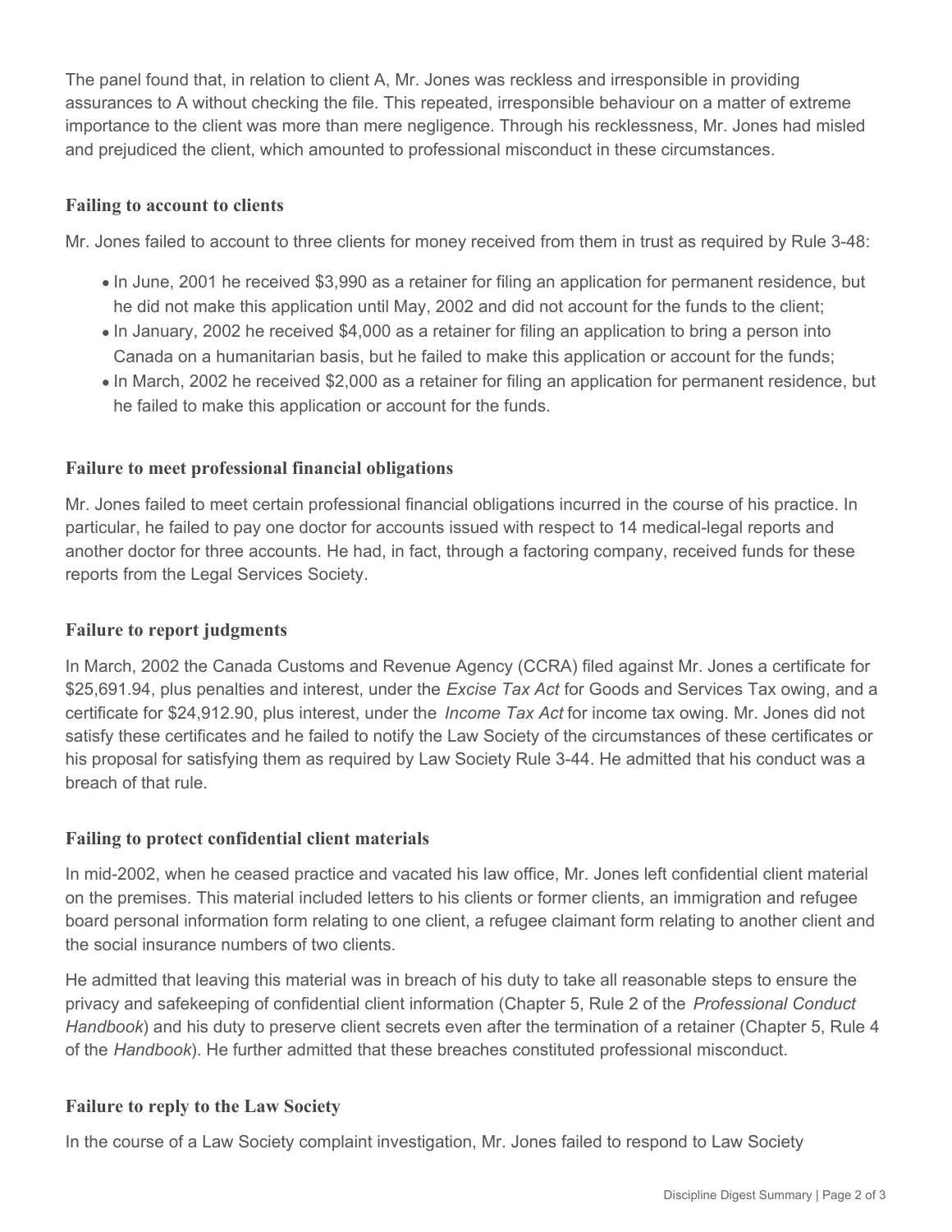The panel found that, in relation to client A, Mr. Jones was reckless and irresponsible in providing assurances to A without checking the file. This repeated, irresponsible behaviour on a matter of extreme importance to the client was more than mere negligence. Through his recklessness, Mr. Jones had misled and prejudiced the client, which amounted to professional misconduct in these circumstances.

### Failing to account to clients

Mr. Jones failed to account to three clients for money received from them in trust as required by Rule 3-48:

- In June, 2001 he received $3,990 as a retainer for filing an application for permanent residence, but he did not make this application until May, 2002 and did not account for the funds to the client;
- In January, 2002 he received $4,000 as a retainer for filing an application to bring a person into Canada on a humanitarian basis, but he failed to make this application or account for the funds;
- In March, 2002 he received $2,000 as a retainer for filing an application for permanent residence, but he failed to make this application or account for the funds.

### Failure to meet professional financial obligations

Mr. Jones failed to meet certain professional financial obligations incurred in the course of his practice. In particular, he failed to pay one doctor for accounts issued with respect to 14 medical-legal reports and another doctor for three accounts. He had, in fact, through a factoring company, received funds for these reports from the Legal Services Society.

### Failure to report judgments

In March, 2002 the Canada Customs and Revenue Agency (CCRA) filed against Mr. Jones a certificate for $25,691.94, plus penalties and interest, under the *Excise Tax Act* for Goods and Services Tax owing, and a certificate for $24,912.90, plus interest, under the *Income Tax Act* for income tax owing. Mr. Jones did not satisfy these certificates and he failed to notify the Law Society of the circumstances of these certificates or his proposal for satisfying them as required by Law Society Rule 3-44. He admitted that his conduct was a breach of that rule.

### Failing to protect confidential client materials

In mid-2002, when he ceased practice and vacated his law office, Mr. Jones left confidential client material on the premises. This material included letters to his clients or former clients, an immigration and refugee board personal information form relating to one client, a refugee claimant form relating to another client and the social insurance numbers of two clients.

He admitted that leaving this material was in breach of his duty to take all reasonable steps to ensure the privacy and safekeeping of confidential client information (Chapter 5, Rule 2 of the *Professional Conduct Handbook*) and his duty to preserve client secrets even after the termination of a retainer (Chapter 5, Rule 4 of the *Handbook*). He further admitted that these breaches constituted professional misconduct.

### Failure to reply to the Law Society

In the course of a Law Society complaint investigation, Mr. Jones failed to respond to Law Society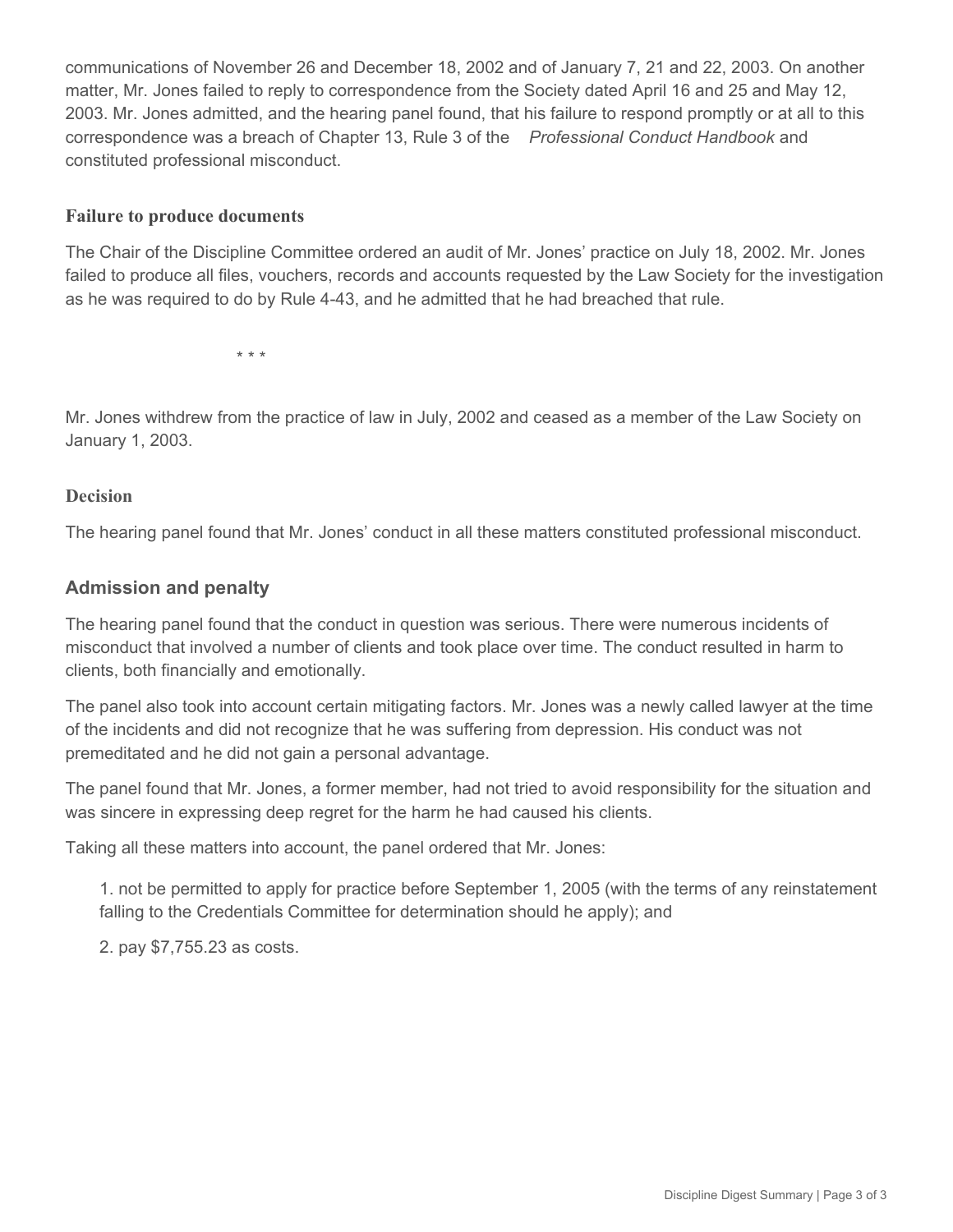communications of November 26 and December 18, 2002 and of January 7, 21 and 22, 2003. On another matter, Mr. Jones failed to reply to correspondence from the Society dated April 16 and 25 and May 12, 2003. Mr. Jones admitted, and the hearing panel found, that his failure to respond promptly or at all to this correspondence was a breach of Chapter 13, Rule 3 of the *Professional Conduct Handbook* and constituted professional misconduct.

### Failure to produce documents

The Chair of the Discipline Committee ordered an audit of Mr. Jones' practice on July 18, 2002. Mr. Jones failed to produce all files, vouchers, records and accounts requested by the Law Society for the investigation as he was required to do by Rule 4-43, and he admitted that he had breached that rule.

\* \* \*

Mr. Jones withdrew from the practice of law in July, 2002 and ceased as a member of the Law Society on January 1, 2003.

### Decision

The hearing panel found that Mr. Jones' conduct in all these matters constituted professional misconduct.

## Admission and penalty

The hearing panel found that the conduct in question was serious. There were numerous incidents of misconduct that involved a number of clients and took place over time. The conduct resulted in harm to clients, both financially and emotionally.

The panel also took into account certain mitigating factors. Mr. Jones was a newly called lawyer at the time of the incidents and did not recognize that he was suffering from depression. His conduct was not premeditated and he did not gain a personal advantage.

The panel found that Mr. Jones, a former member, had not tried to avoid responsibility for the situation and was sincere in expressing deep regret for the harm he had caused his clients.

Taking all these matters into account, the panel ordered that Mr. Jones:

1. not be permitted to apply for practice before September 1, 2005 (with the terms of any reinstatement falling to the Credentials Committee for determination should he apply); and

2. pay $7,755.23 as costs.